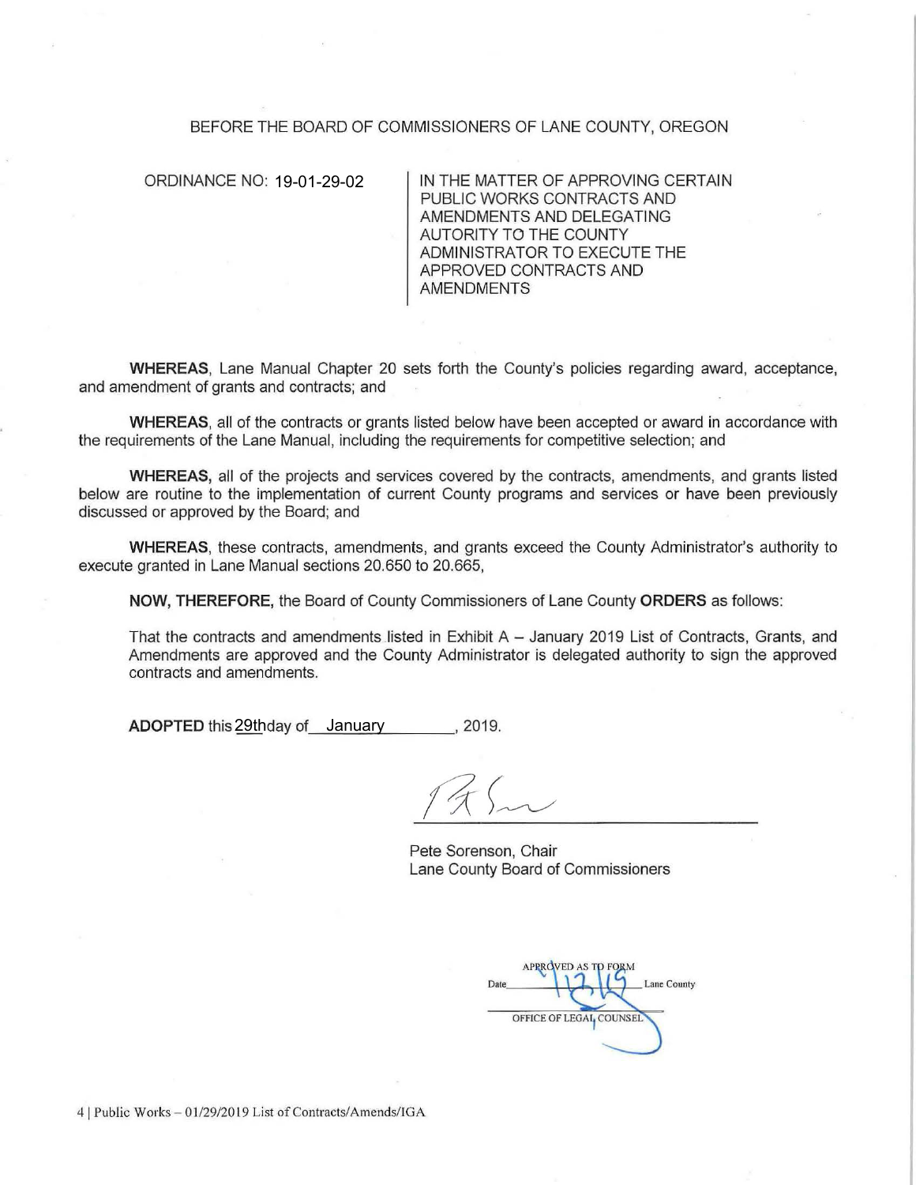BEFORE THE BOARD OF COMMISSIONERS OF LANE COUNTY, OREGON

| | |
|---|---|
| ORDINANCE NO: 19-01-29-02 | IN THE MATTER OF APPROVING CERTAIN PUBLIC WORKS CONTRACTS AND AMENDMENTS AND DELEGATING AUTORITY TO THE COUNTY ADMINISTRATOR TO EXECUTE THE APPROVED CONTRACTS AND AMENDMENTS |

**WHEREAS**, Lane Manual Chapter 20 sets forth the County's policies regarding award, acceptance, and amendment of grants and contracts; and

**WHEREAS**, all of the contracts or grants listed below have been accepted or award in accordance with the requirements of the Lane Manual, including the requirements for competitive selection; and

**WHEREAS,** all of the projects and services covered by the contracts, amendments, and grants listed below are routine to the implementation of current County programs and services or have been previously discussed or approved by the Board; and

**WHEREAS**, these contracts, amendments, and grants exceed the County Administrator's authority to execute granted in Lane Manual sections 20.650 to 20.665,

**NOW, THEREFORE,** the Board of County Commissioners of Lane County **ORDERS** as follows:

That the contracts and amendments listed in Exhibit A – January 2019 List of Contracts, Grants, and Amendments are approved and the County Administrator is delegated authority to sign the approved contracts and amendments.

**ADOPTED** this 29th day of January, 2019.

Pete Sorenson, Chair
Lane County Board of Commissioners

APPROVED AS TO FORM
Date 1/17/19 Lane County
OFFICE OF LEGAL COUNSEL

4 | Public Works – 01/29/2019 List of Contracts/Amends/IGA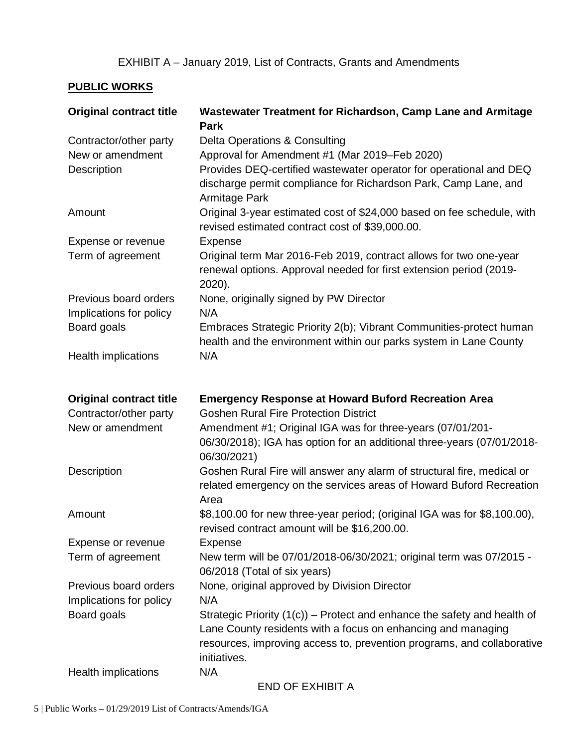EXHIBIT A – January 2019, List of Contracts, Grants and Amendments

**PUBLIC WORKS**

| | |
|---|---|
| **Original contract title** | **Wastewater Treatment for Richardson, Camp Lane and Armitage Park** |
| Contractor/other party | Delta Operations & Consulting |
| New or amendment | Approval for Amendment #1 (Mar 2019–Feb 2020) |
| Description | Provides DEQ-certified wastewater operator for operational and DEQ discharge permit compliance for Richardson Park, Camp Lane, and Armitage Park |
| Amount | Original 3-year estimated cost of $24,000 based on fee schedule, with revised estimated contract cost of $39,000.00. |
| Expense or revenue | Expense |
| Term of agreement | Original term Mar 2016-Feb 2019, contract allows for two one-year renewal options. Approval needed for first extension period (2019-2020). |
| Previous board orders | None, originally signed by PW Director |
| Implications for policy | N/A |
| Board goals | Embraces Strategic Priority 2(b); Vibrant Communities-protect human health and the environment within our parks system in Lane County |
| Health implications | N/A |

| | |
|---|---|
| **Original contract title** | **Emergency Response at Howard Buford Recreation Area** |
| Contractor/other party | Goshen Rural Fire Protection District |
| New or amendment | Amendment #1; Original IGA was for three-years (07/01/201-06/30/2018); IGA has option for an additional three-years (07/01/2018-06/30/2021) |
| Description | Goshen Rural Fire will answer any alarm of structural fire, medical or related emergency on the services areas of Howard Buford Recreation Area |
| Amount | $8,100.00 for new three-year period; (original IGA was for $8,100.00), revised contract amount will be $16,200.00. |
| Expense or revenue | Expense |
| Term of agreement | New term will be 07/01/2018-06/30/2021; original term was 07/2015 - 06/2018 (Total of six years) |
| Previous board orders | None, original approved by Division Director |
| Implications for policy | N/A |
| Board goals | Strategic Priority (1(c)) – Protect and enhance the safety and health of Lane County residents with a focus on enhancing and managing resources, improving access to, prevention programs, and collaborative initiatives. |
| Health implications | N/A |

END OF EXHIBIT A